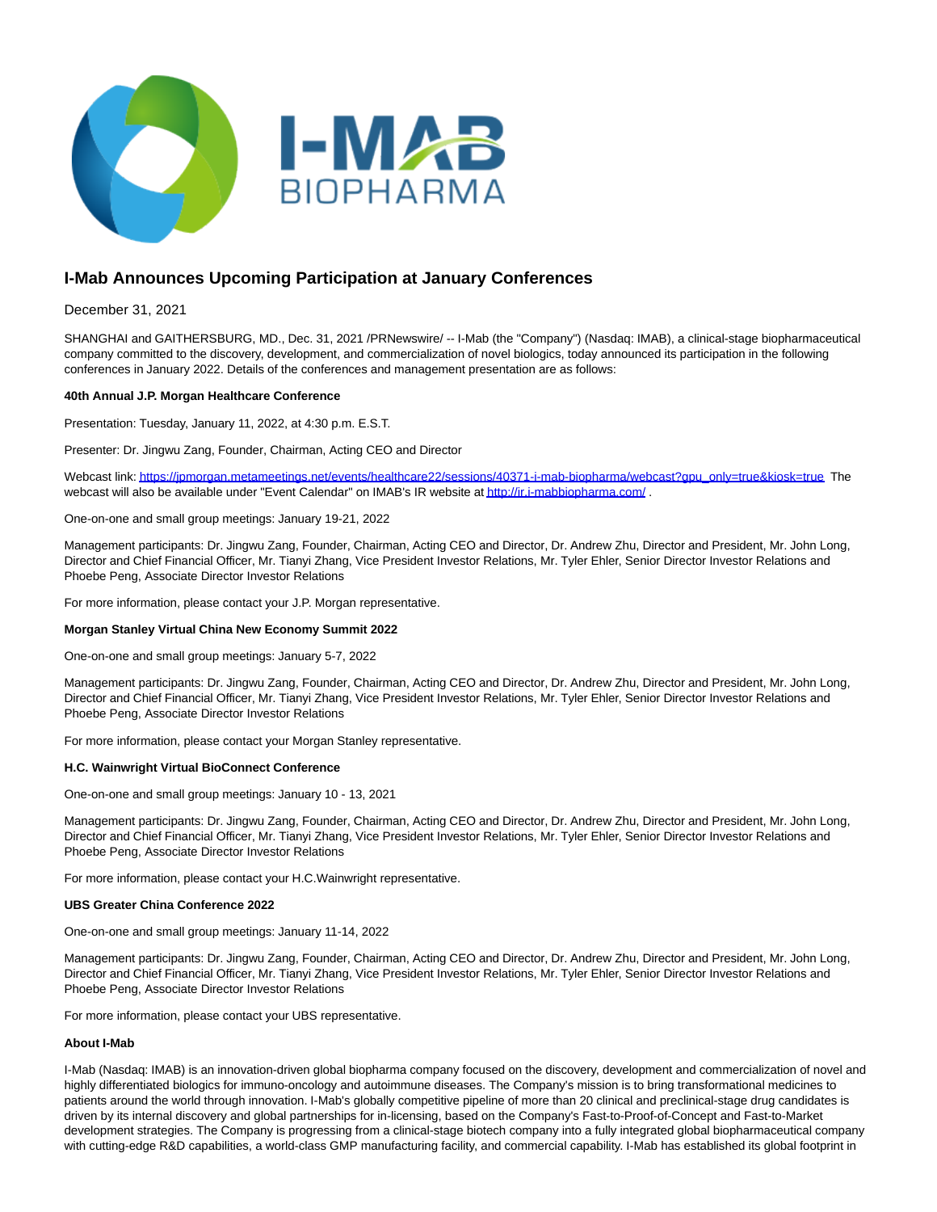# I-Mab Announces Upcoming Participation at January Conferences

December 31, 2021

SHANGHAI and GAITHERSBURG, MD., Dec. 31, 2021 /PRNewswire/ -- I-Mab (the "Company") (Nasdaq: IMAB), a clinical-stage biopharmaceutical company committed to the discovery, development, and commercialization of novel biologics, today announced its participation in the following conferences in January 2022. Details of the conferences and management presentation are as follows:

**40th Annual J.P. Morgan Healthcare Conference**

Presentation: Tuesday, January 11, 2022, at 4:30 p.m. E.S.T.

Presenter: Dr. Jingwu Zang, Founder, Chairman, Acting CEO and Director

Webcast link: https://jpmorgan.metameetings.net/events/healthcare22/sessions/40371-i-mab-biopharma/webcast?gpu_only=true&kiosk=true The webcast will also be available under "Event Calendar" on IMAB's IR website at http://ir.i-mabbiopharma.com/ .

One-on-one and small group meetings: January 19-21, 2022

Management participants: Dr. Jingwu Zang, Founder, Chairman, Acting CEO and Director, Dr. Andrew Zhu, Director and President, Mr. John Long, Director and Chief Financial Officer, Mr. Tianyi Zhang, Vice President Investor Relations, Mr. Tyler Ehler, Senior Director Investor Relations and Phoebe Peng, Associate Director Investor Relations

For more information, please contact your J.P. Morgan representative.

**Morgan Stanley Virtual China New Economy Summit 2022**

One-on-one and small group meetings: January 5-7, 2022

Management participants: Dr. Jingwu Zang, Founder, Chairman, Acting CEO and Director, Dr. Andrew Zhu, Director and President, Mr. John Long, Director and Chief Financial Officer, Mr. Tianyi Zhang, Vice President Investor Relations, Mr. Tyler Ehler, Senior Director Investor Relations and Phoebe Peng, Associate Director Investor Relations

For more information, please contact your Morgan Stanley representative.

**H.C. Wainwright Virtual BioConnect Conference**

One-on-one and small group meetings: January 10 - 13, 2021

Management participants: Dr. Jingwu Zang, Founder, Chairman, Acting CEO and Director, Dr. Andrew Zhu, Director and President, Mr. John Long, Director and Chief Financial Officer, Mr. Tianyi Zhang, Vice President Investor Relations, Mr. Tyler Ehler, Senior Director Investor Relations and Phoebe Peng, Associate Director Investor Relations

For more information, please contact your H.C.Wainwright representative.

**UBS Greater China Conference 2022**

One-on-one and small group meetings: January 11-14, 2022

Management participants: Dr. Jingwu Zang, Founder, Chairman, Acting CEO and Director, Dr. Andrew Zhu, Director and President, Mr. John Long, Director and Chief Financial Officer, Mr. Tianyi Zhang, Vice President Investor Relations, Mr. Tyler Ehler, Senior Director Investor Relations and Phoebe Peng, Associate Director Investor Relations

For more information, please contact your UBS representative.

**About I-Mab**

I-Mab (Nasdaq: IMAB) is an innovation-driven global biopharma company focused on the discovery, development and commercialization of novel and highly differentiated biologics for immuno-oncology and autoimmune diseases. The Company's mission is to bring transformational medicines to patients around the world through innovation. I-Mab's globally competitive pipeline of more than 20 clinical and preclinical-stage drug candidates is driven by its internal discovery and global partnerships for in-licensing, based on the Company's Fast-to-Proof-of-Concept and Fast-to-Market development strategies. The Company is progressing from a clinical-stage biotech company into a fully integrated global biopharmaceutical company with cutting-edge R&D capabilities, a world-class GMP manufacturing facility, and commercial capability. I-Mab has established its global footprint in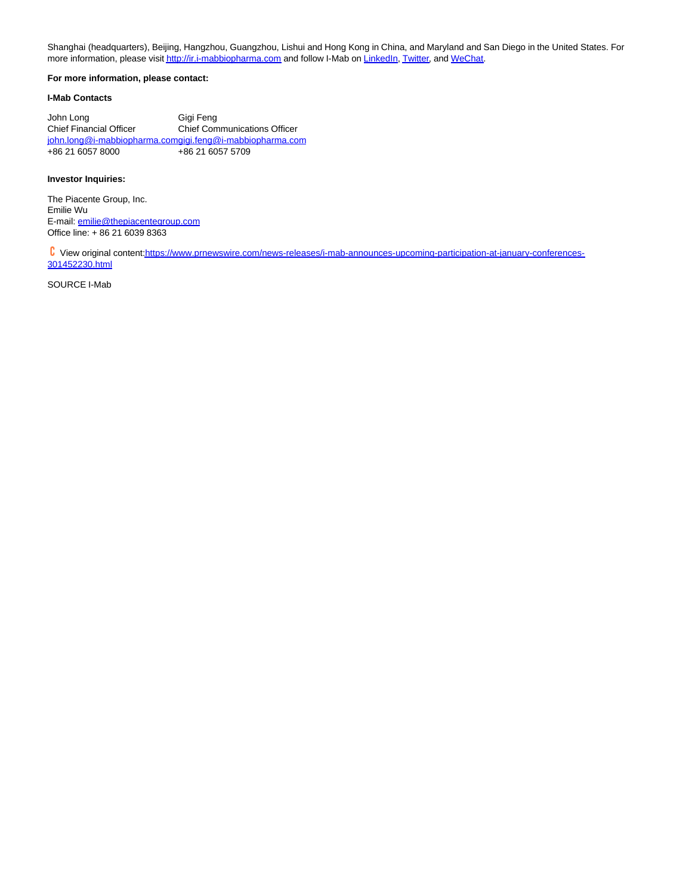Shanghai (headquarters), Beijing, Hangzhou, Guangzhou, Lishui and Hong Kong in China, and Maryland and San Diego in the United States. For more information, please visit http://ir.i-mabbiopharma.com and follow I-Mab on LinkedIn, Twitter, and WeChat.

**For more information, please contact:**

**I-Mab Contacts**

| | |
|---|---|
| John Long | Gigi Feng |
| Chief Financial Officer | Chief Communications Officer |
| john.long@i-mabbiopharma.com | gigi.feng@i-mabbiopharma.com |
| +86 21 6057 8000 | +86 21 6057 5709 |

**Investor Inquiries:**

The Piacente Group, Inc.
Emilie Wu
E-mail: emilie@thepiacentegroup.com
Office line: + 86 21 6039 8363

View original content:https://www.prnewswire.com/news-releases/i-mab-announces-upcoming-participation-at-january-conferences-301452230.html

SOURCE I-Mab